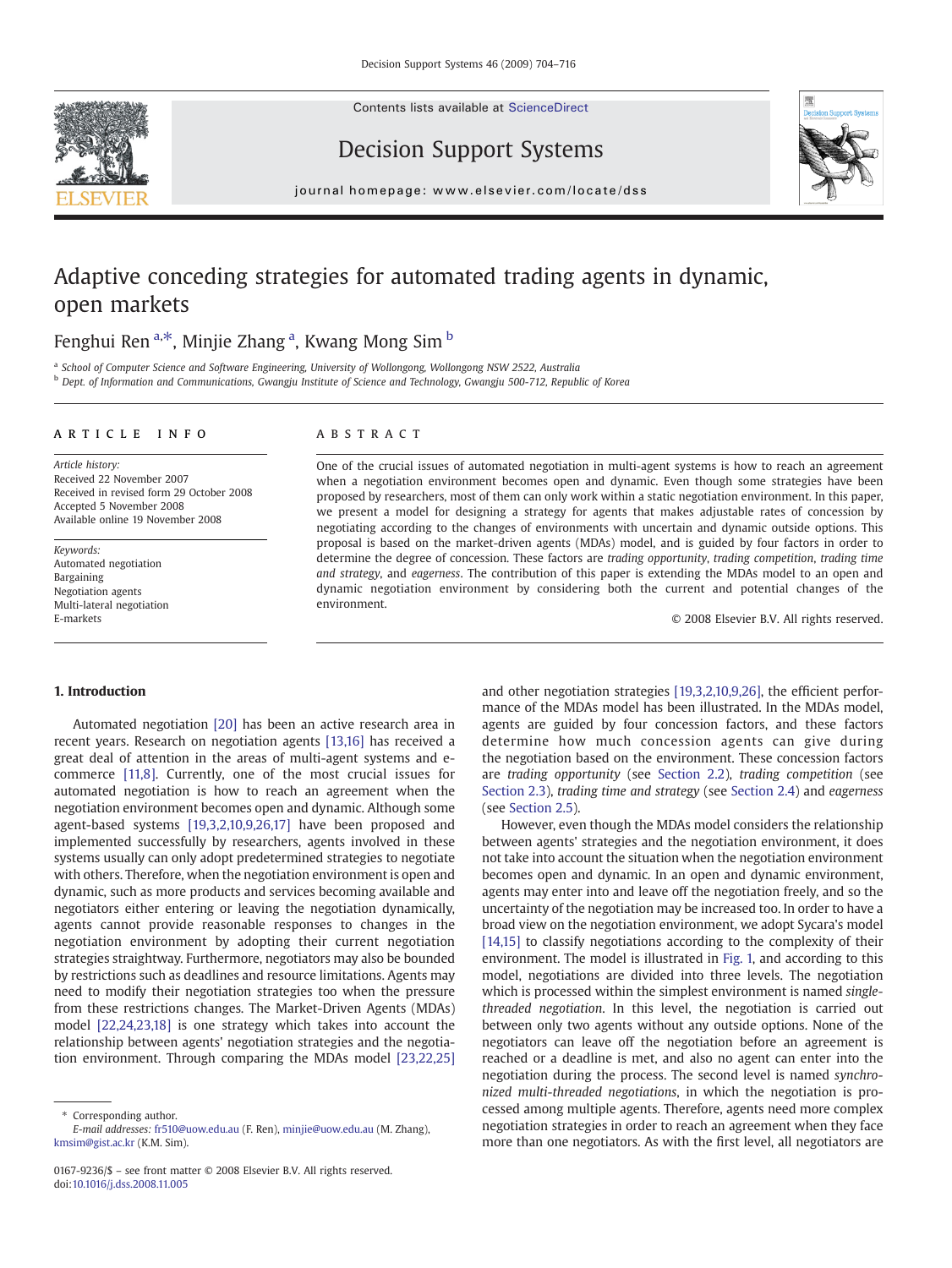Contents lists available at ScienceDirect

# Decision Support Systems

journal homepage: www.elsevier.com/locate/dss

# Adaptive conceding strategies for automated trading agents in dynamic, open markets

Fenghui Ren [a,*], Minjie Zhang [a], Kwang Mong Sim [b]

[a] School of Computer Science and Software Engineering, University of Wollongong, Wollongong NSW 2522, Australia
[b] Dept. of Information and Communications, Gwangju Institute of Science and Technology, Gwangju 500-712, Republic of Korea

**ARTICLE INFO**

*Article history:*
Received 22 November 2007
Received in revised form 29 October 2008
Accepted 5 November 2008
Available online 19 November 2008

*Keywords:*
Automated negotiation
Bargaining
Negotiation agents
Multi-lateral negotiation
E-markets

**ABSTRACT**

One of the crucial issues of automated negotiation in multi-agent systems is how to reach an agreement when a negotiation environment becomes open and dynamic. Even though some strategies have been proposed by researchers, most of them can only work within a static negotiation environment. In this paper, we present a model for designing a strategy for agents that makes adjustable rates of concession by negotiating according to the changes of environments with uncertain and dynamic outside options. This proposal is based on the market-driven agents (MDAs) model, and is guided by four factors in order to determine the degree of concession. These factors are *trading opportunity*, *trading competition*, *trading time and strategy*, and *eagerness*. The contribution of this paper is extending the MDAs model to an open and dynamic negotiation environment by considering both the current and potential changes of the environment.

© 2008 Elsevier B.V. All rights reserved.

## 1. Introduction

Automated negotiation [20] has been an active research area in recent years. Research on negotiation agents [13,16] has received a great deal of attention in the areas of multi-agent systems and e-commerce [11,8]. Currently, one of the most crucial issues for automated negotiation is how to reach an agreement when the negotiation environment becomes open and dynamic. Although some agent-based systems [19,3,2,10,9,26,17] have been proposed and implemented successfully by researchers, agents involved in these systems usually can only adopt predetermined strategies to negotiate with others. Therefore, when the negotiation environment is open and dynamic, such as more products and services becoming available and negotiators either entering or leaving the negotiation dynamically, agents cannot provide reasonable responses to changes in the negotiation environment by adopting their current negotiation strategies straightway. Furthermore, negotiators may also be bounded by restrictions such as deadlines and resource limitations. Agents may need to modify their negotiation strategies too when the pressure from these restrictions changes. The Market-Driven Agents (MDAs) model [22,24,23,18] is one strategy which takes into account the relationship between agents' negotiation strategies and the negotiation environment. Through comparing the MDAs model [23,22,25] and other negotiation strategies [19,3,2,10,9,26], the efficient performance of the MDAs model has been illustrated. In the MDAs model, agents are guided by four concession factors, and these factors determine how much concession agents can give during the negotiation based on the environment. These concession factors are *trading opportunity* (see Section 2.2), *trading competition* (see Section 2.3), *trading time and strategy* (see Section 2.4) and *eagerness* (see Section 2.5).

However, even though the MDAs model considers the relationship between agents' strategies and the negotiation environment, it does not take into account the situation when the negotiation environment becomes open and dynamic. In an open and dynamic environment, agents may enter into and leave off the negotiation freely, and so the uncertainty of the negotiation may be increased too. In order to have a broad view on the negotiation environment, we adopt Sycara's model [14,15] to classify negotiations according to the complexity of their environment. The model is illustrated in Fig. 1, and according to this model, negotiations are divided into three levels. The negotiation which is processed within the simplest environment is named *single-threaded negotiation*. In this level, the negotiation is carried out between only two agents without any outside options. None of the negotiators can leave off the negotiation before an agreement is reached or a deadline is met, and also no agent can enter into the negotiation during the process. The second level is named *synchronized multi-threaded negotiations*, in which the negotiation is processed among multiple agents. Therefore, agents need more complex negotiation strategies in order to reach an agreement when they face more than one negotiators. As with the first level, all negotiators are

---

* Corresponding author.
*E-mail addresses:* fr510@uow.edu.au (F. Ren), minjie@uow.edu.au (M. Zhang), kmsim@gist.ac.kr (K.M. Sim).

0167-9236/$ – see front matter © 2008 Elsevier B.V. All rights reserved.
doi:10.1016/j.dss.2008.11.005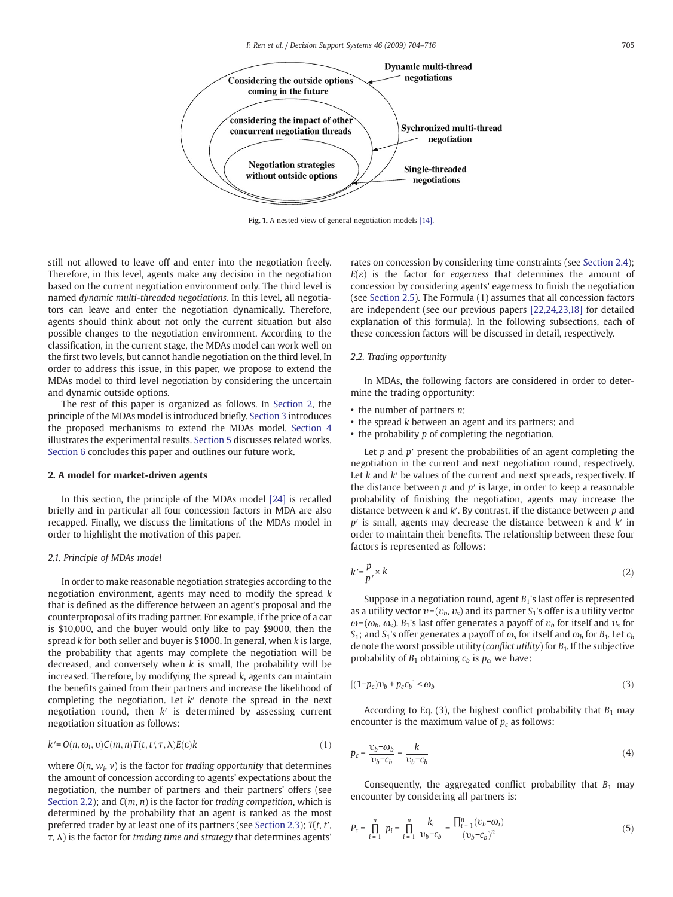Fig. 1. A nested view of general negotiation models [14].

still not allowed to leave off and enter into the negotiation freely. Therefore, in this level, agents make any decision in the negotiation based on the current negotiation environment only. The third level is named *dynamic multi-threaded negotiations*. In this level, all negotiators can leave and enter the negotiation dynamically. Therefore, agents should think about not only the current situation but also possible changes to the negotiation environment. According to the classification, in the current stage, the MDAs model can work well on the first two levels, but cannot handle negotiation on the third level. In order to address this issue, in this paper, we propose to extend the MDAs model to third level negotiation by considering the uncertain and dynamic outside options.

The rest of this paper is organized as follows. In Section 2, the principle of the MDAs model is introduced briefly. Section 3 introduces the proposed mechanisms to extend the MDAs model. Section 4 illustrates the experimental results. Section 5 discusses related works. Section 6 concludes this paper and outlines our future work.

## 2. A model for market-driven agents

In this section, the principle of the MDAs model [24] is recalled briefly and in particular all four concession factors in MDA are also recapped. Finally, we discuss the limitations of the MDAs model in order to highlight the motivation of this paper.

### 2.1. Principle of MDAs model

In order to make reasonable negotiation strategies according to the negotiation environment, agents may need to modify the spread $k$ that is defined as the difference between an agent's proposal and the counterproposal of its trading partner. For example, if the price of a car is \$10,000, and the buyer would only like to pay \$9000, then the spread $k$ for both seller and buyer is \$1000. In general, when $k$ is large, the probability that agents may complete the negotiation will be decreased, and conversely when $k$ is small, the probability will be increased. Therefore, by modifying the spread $k$, agents can maintain the benefits gained from their partners and increase the likelihood of completing the negotiation. Let $k'$ denote the spread in the next negotiation round, then $k'$ is determined by assessing current negotiation situation as follows:

$$k' = O(n, \omega_i, \upsilon)C(m, n)T(t, t', \tau, \lambda)E(\varepsilon)k \tag{1}$$

where $O(n, w_i, v)$ is the factor for *trading opportunity* that determines the amount of concession according to agents' expectations about the negotiation, the number of partners and their partners' offers (see Section 2.2); and $C(m, n)$ is the factor for *trading competition*, which is determined by the probability that an agent is ranked as the most preferred trader by at least one of its partners (see Section 2.3); $T(t, t', \tau, \lambda)$ is the factor for *trading time and strategy* that determines agents' rates on concession by considering time constraints (see Section 2.4); $E(\varepsilon)$ is the factor for *eagerness* that determines the amount of concession by considering agents' eagerness to finish the negotiation (see Section 2.5). The Formula (1) assumes that all concession factors are independent (see our previous papers [22,24,23,18] for detailed explanation of this formula). In the following subsections, each of these concession factors will be discussed in detail, respectively.

### 2.2. Trading opportunity

In MDAs, the following factors are considered in order to determine the trading opportunity:

- the number of partners $n$;
- the spread $k$ between an agent and its partners; and
- the probability $p$ of completing the negotiation.

Let $p$ and $p'$ present the probabilities of an agent completing the negotiation in the current and next negotiation round, respectively. Let $k$ and $k'$ be values of the current and next spreads, respectively. If the distance between $p$ and $p'$ is large, in order to keep a reasonable probability of finishing the negotiation, agents may increase the distance between $k$ and $k'$. By contrast, if the distance between $p$ and $p'$ is small, agents may decrease the distance between $k$ and $k'$ in order to maintain their benefits. The relationship between these four factors is represented as follows:

$$k' = \frac{p}{p'} \times k \tag{2}$$

Suppose in a negotiation round, agent $B_1$'s last offer is represented as a utility vector $\upsilon = (\upsilon_b, \upsilon_s)$ and its partner $S_1$'s offer is a utility vector $\omega = (\omega_b, \omega_s)$. $B_1$'s last offer generates a payoff of $\upsilon_b$ for itself and $\upsilon_s$ for $S_1$; and $S_1$'s offer generates a payoff of $\omega_s$ for itself and $\omega_b$ for $B_1$. Let $c_b$ denote the worst possible utility (*conflict utility*) for $B_1$. If the subjective probability of $B_1$ obtaining $c_b$ is $p_c$, we have:

$$[(1-p_c)\upsilon_b + p_c c_b] \le \omega_b \tag{3}$$

According to Eq. (3), the highest conflict probability that $B_1$ may encounter is the maximum value of $p_c$ as follows:

$$p_c = \frac{\upsilon_b - \omega_b}{\upsilon_b - c_b} = \frac{k}{\upsilon_b - c_b} \tag{4}$$

Consequently, the aggregated conflict probability that $B_1$ may encounter by considering all partners is:

$$P_c = \prod_{i=1}^{n} p_i = \prod_{i=1}^{n} \frac{k_i}{\upsilon_b - c_b} = \frac{\prod_{i=1}^{n} (\upsilon_b - \omega_i)}{(\upsilon_b - c_b)^n} \tag{5}$$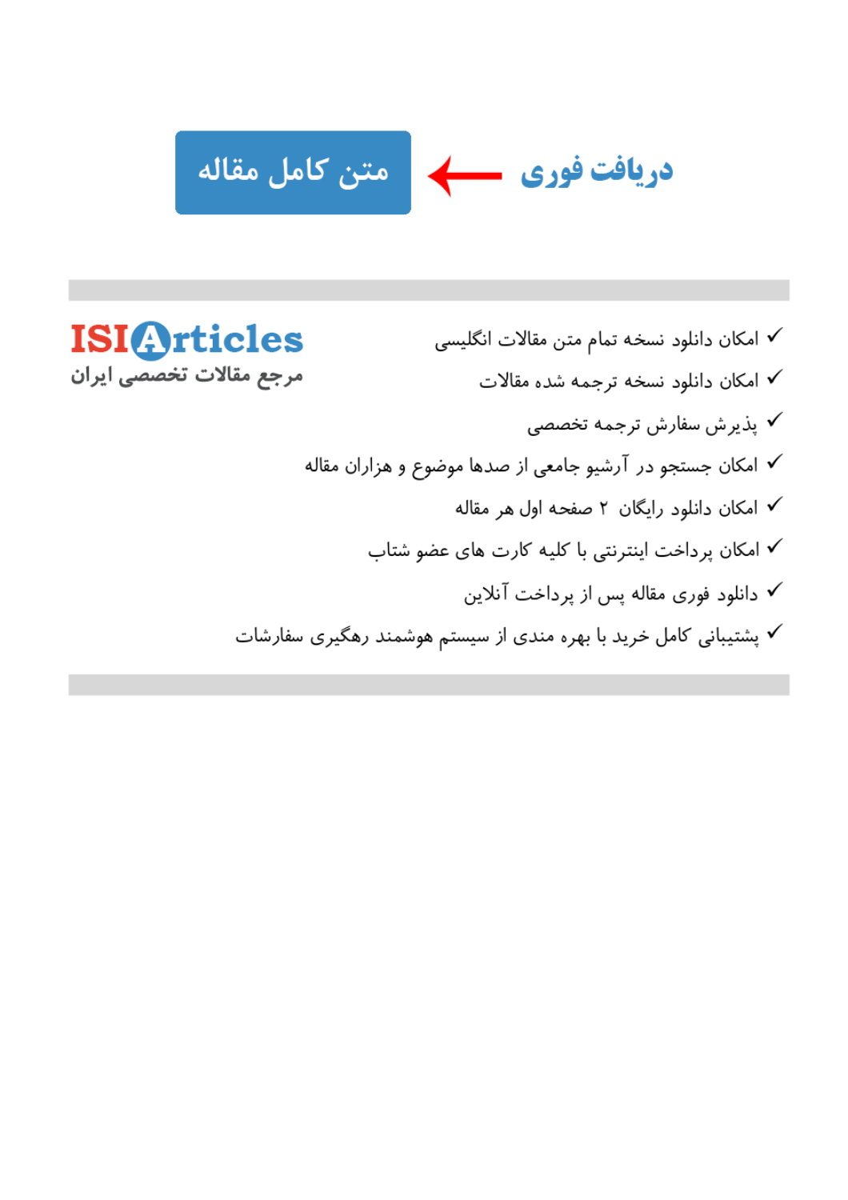متن کامل مقاله ← دریافت فوری

**ISIArticles**
مرجع مقالات تخصصی ایران

- ✓ امکان دانلود نسخه تمام متن مقالات انگلیسی
- ✓ امکان دانلود نسخه ترجمه شده مقالات
- ✓ پذیرش سفارش ترجمه تخصصی
- ✓ امکان جستجو در آرشیو جامعی از صدها موضوع و هزاران مقاله
- ✓ امکان دانلود رایگان ۲ صفحه اول هر مقاله
- ✓ امکان پرداخت اینترنتی با کلیه کارت های عضو شتاب
- ✓ دانلود فوری مقاله پس از پرداخت آنلاین
- ✓ پشتیبانی کامل خرید با بهره مندی از سیستم هوشمند رهگیری سفارشات